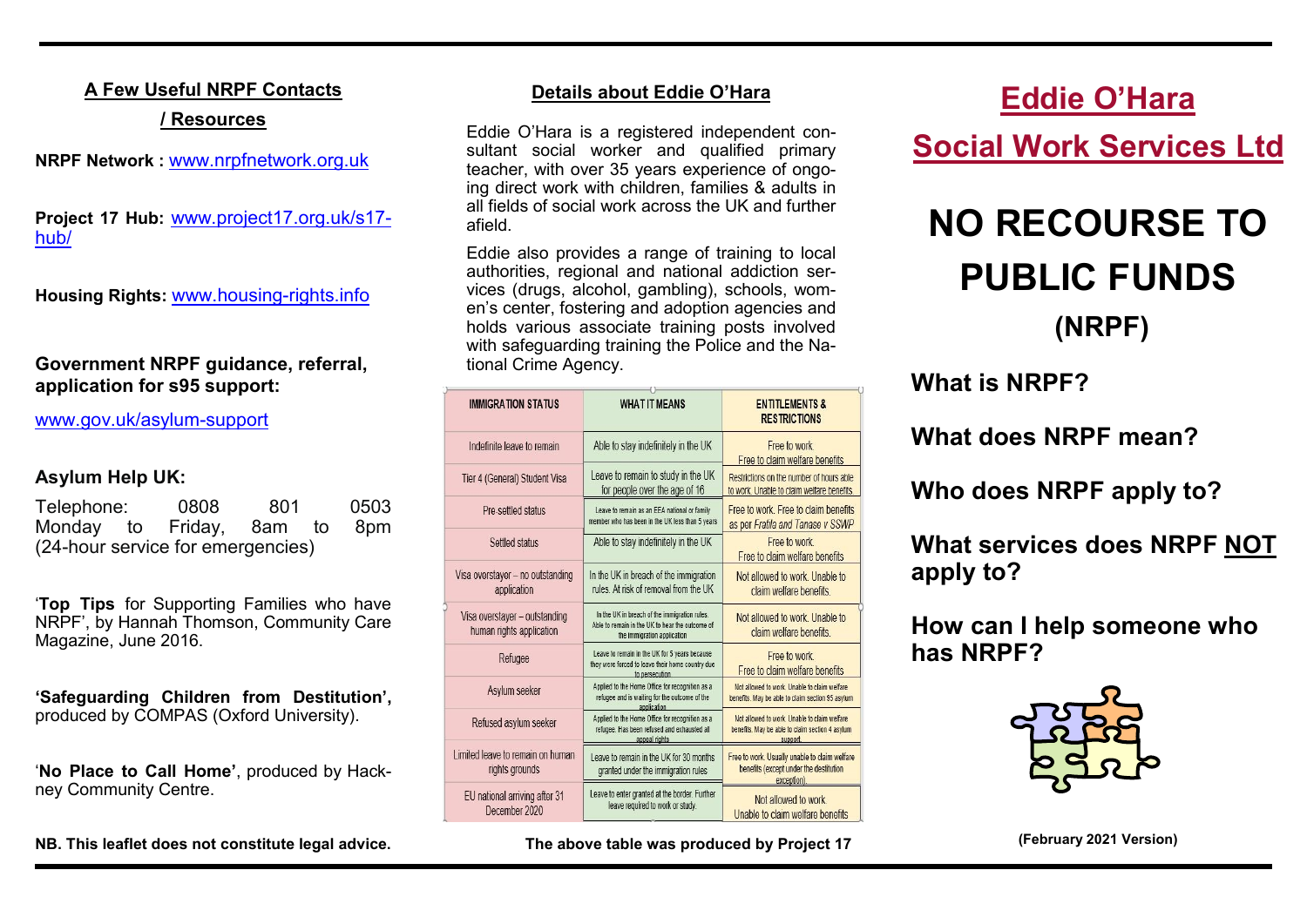## A Few Useful NRPF Contacts / Resources

**NRPF Network :** www.nrpfnetwork.org.uk

**Project 17 Hub:** www.project17.org.uk/s17-hub/

**Housing Rights:** www.housing-rights.info

**Government NRPF guidance, referral, application for s95 support:**

www.gov.uk/asylum-support

**Asylum Help UK:**

Telephone: 0808 801 0503
Monday to Friday, 8am to 8pm
(24-hour service for emergencies)

'**Top Tips** for Supporting Families who have NRPF', by Hannah Thomson, Community Care Magazine, June 2016.

**'Safeguarding Children from Destitution',** produced by COMPAS (Oxford University).

'**No Place to Call Home'**, produced by Hackney Community Centre.

**NB. This leaflet does not constitute legal advice.**

## Details about Eddie O'Hara

Eddie O'Hara is a registered independent consultant social worker and qualified primary teacher, with over 35 years experience of ongoing direct work with children, families & adults in all fields of social work across the UK and further afield.

Eddie also provides a range of training to local authorities, regional and national addiction services (drugs, alcohol, gambling), schools, women's center, fostering and adoption agencies and holds various associate training posts involved with safeguarding training the Police and the National Crime Agency.

| IMMIGRATION STATUS | WHAT IT MEANS | ENTITLEMENTS & RESTRICTIONS |
|---|---|---|
| Indefinite leave to remain | Able to stay indefinitely in the UK | Free to work. Free to claim welfare benefits |
| Tier 4 (General) Student Visa | Leave to remain to study in the UK for people over the age of 16 | Restrictions on the number of hours able to work. Unable to claim welfare benefits. |
| Pre-settled status | Leave to remain as an EEA national or family member who has been in the UK less than 5 years | Free to work. Free to claim benefits as per *Fratila and Tanase v SSWP* |
| Settled status | Able to stay indefinitely in the UK | Free to work. Free to claim welfare benefits |
| Visa overstayer – no outstanding application | In the UK in breach of the immigration rules. At risk of removal from the UK | Not allowed to work. Unable to claim welfare benefits. |
| Visa overstayer – outstanding human rights application | In the UK in breach of the immigration rules. Able to remain in the UK to hear the outcome of the immigration application | Not allowed to work. Unable to claim welfare benefits. |
| Refugee | Leave to remain in the UK for 5 years because they were forced to leave their home country due to persecution | Free to work. Free to claim welfare benefits |
| Asylum seeker | Applied to the Home Office for recognition as a refugee and is waiting for the outcome of the application | Not allowed to work. Unable to claim welfare benefits. May be able to claim section 95 asylum |
| Refused asylum seeker | Applied to the Home Office for recognition as a refugee. Has been refused and exhausted all appeal rights | Not allowed to work. Unable to claim welfare benefits. May be able to claim section 4 asylum support |
| Limited leave to remain on human rights grounds | Leave to remain in the UK for 30 months granted under the immigration rules | Free to work. Usually unable to claim welfare benefits (except under the destitution exception). |
| EU national arriving after 31 December 2020 | Leave to enter granted at the border. Further leave required to work or study. | Not allowed to work. Unable to claim welfare benefits |

**The above table was produced by Project 17**

# Eddie O'Hara Social Work Services Ltd

# NO RECOURSE TO PUBLIC FUNDS (NRPF)

## What is NRPF?

## What does NRPF mean?

## Who does NRPF apply to?

## What services does NRPF NOT apply to?

## How can I help someone who has NRPF?

**(February 2021 Version)**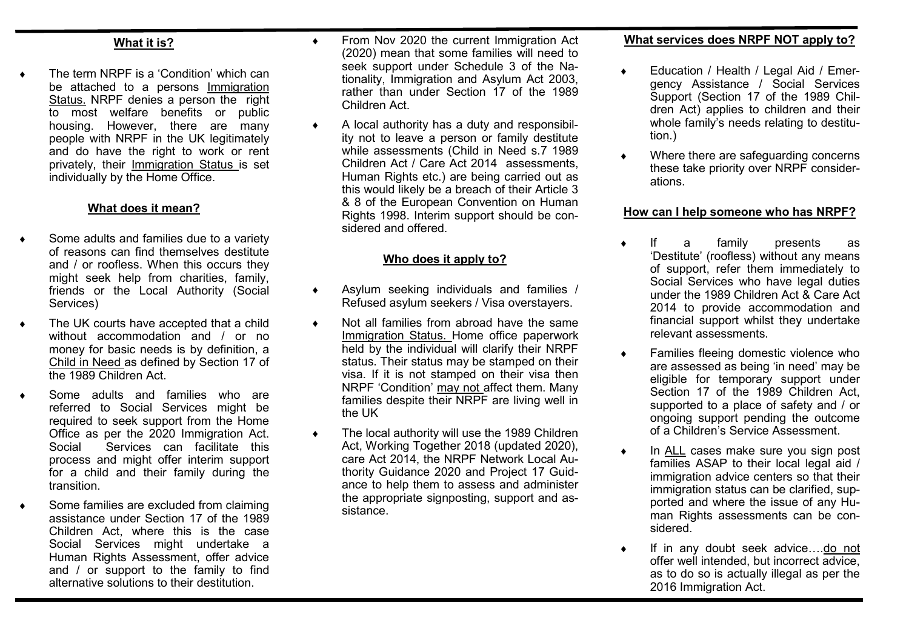## What it is?

- The term NRPF is a 'Condition' which can be attached to a persons Immigration Status. NRPF denies a person the right to most welfare benefits or public housing. However, there are many people with NRPF in the UK legitimately and do have the right to work or rent privately, their Immigration Status is set individually by the Home Office.

## What does it mean?

- Some adults and families due to a variety of reasons can find themselves destitute and / or roofless. When this occurs they might seek help from charities, family, friends or the Local Authority (Social Services)
- The UK courts have accepted that a child without accommodation and / or no money for basic needs is by definition, a Child in Need as defined by Section 17 of the 1989 Children Act.
- Some adults and families who are referred to Social Services might be required to seek support from the Home Office as per the 2020 Immigration Act. Social Services can facilitate this process and might offer interim support for a child and their family during the transition.
- Some families are excluded from claiming assistance under Section 17 of the 1989 Children Act, where this is the case Social Services might undertake a Human Rights Assessment, offer advice and / or support to the family to find alternative solutions to their destitution.
- From Nov 2020 the current Immigration Act (2020) mean that some families will need to seek support under Schedule 3 of the Nationality, Immigration and Asylum Act 2003, rather than under Section 17 of the 1989 Children Act.
- A local authority has a duty and responsibility not to leave a person or family destitute while assessments (Child in Need s.7 1989 Children Act / Care Act 2014 assessments, Human Rights etc.) are being carried out as this would likely be a breach of their Article 3 & 8 of the European Convention on Human Rights 1998. Interim support should be considered and offered.

## Who does it apply to?

- Asylum seeking individuals and families / Refused asylum seekers / Visa overstayers.
- Not all families from abroad have the same Immigration Status. Home office paperwork held by the individual will clarify their NRPF status. Their status may be stamped on their visa. If it is not stamped on their visa then NRPF 'Condition' may not affect them. Many families despite their NRPF are living well in the UK
- The local authority will use the 1989 Children Act, Working Together 2018 (updated 2020), care Act 2014, the NRPF Network Local Authority Guidance 2020 and Project 17 Guidance to help them to assess and administer the appropriate signposting, support and assistance.

## What services does NRPF NOT apply to?

- Education / Health / Legal Aid / Emergency Assistance / Social Services Support (Section 17 of the 1989 Children Act) applies to children and their whole family's needs relating to destitution.)
- Where there are safeguarding concerns these take priority over NRPF considerations.

## How can I help someone who has NRPF?

- If a family presents as 'Destitute' (roofless) without any means of support, refer them immediately to Social Services who have legal duties under the 1989 Children Act & Care Act 2014 to provide accommodation and financial support whilst they undertake relevant assessments.
- Families fleeing domestic violence who are assessed as being 'in need' may be eligible for temporary support under Section 17 of the 1989 Children Act, supported to a place of safety and / or ongoing support pending the outcome of a Children's Service Assessment.
- In ALL cases make sure you sign post families ASAP to their local legal aid / immigration advice centers so that their immigration status can be clarified, supported and where the issue of any Human Rights assessments can be considered.
- If in any doubt seek advice….do not offer well intended, but incorrect advice, as to do so is actually illegal as per the 2016 Immigration Act.